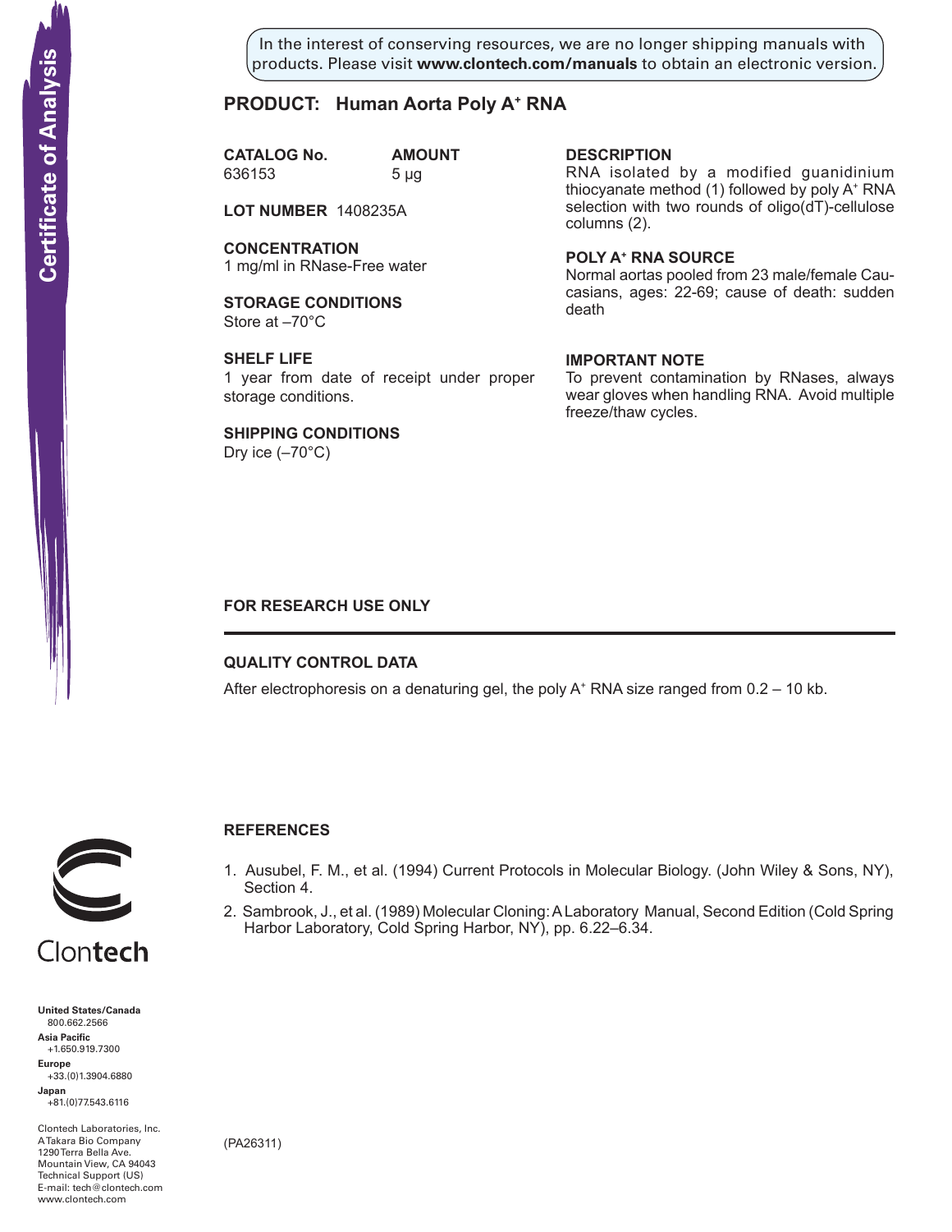In the interest of conserving resources, we are no longer shipping manuals with products. Please visit **www.clontech.com/manuals** to obtain an electronic version.

# Certificate of Analysis

## PRODUCT: Human Aorta Poly A⁺ RNA

**CATALOG No.** 636153

**AMOUNT** 5 µg

**LOT NUMBER** 1408235A

**CONCENTRATION**
1 mg/ml in RNase-Free water

**STORAGE CONDITIONS**
Store at –70°C

**SHELF LIFE**
1 year from date of receipt under proper storage conditions.

**SHIPPING CONDITIONS**
Dry ice (–70°C)

**DESCRIPTION**
RNA isolated by a modified guanidinium thiocyanate method (1) followed by poly A⁺ RNA selection with two rounds of oligo(dT)-cellulose columns (2).

**POLY A⁺ RNA SOURCE**
Normal aortas pooled from 23 male/female Caucasians, ages: 22-69; cause of death: sudden death

**IMPORTANT NOTE**
To prevent contamination by RNases, always wear gloves when handling RNA. Avoid multiple freeze/thaw cycles.

**FOR RESEARCH USE ONLY**

---

**QUALITY CONTROL DATA**

After electrophoresis on a denaturing gel, the poly A⁺ RNA size ranged from 0.2 – 10 kb.

**REFERENCES**

1. Ausubel, F. M., et al. (1994) Current Protocols in Molecular Biology. (John Wiley & Sons, NY), Section 4.
2. Sambrook, J., et al. (1989) Molecular Cloning: A Laboratory Manual, Second Edition (Cold Spring Harbor Laboratory, Cold Spring Harbor, NY), pp. 6.22–6.34.

Clontech

**United States/Canada**
800.662.2566
**Asia Pacific**
+1.650.919.7300
**Europe**
+33.(0)1.3904.6880
**Japan**
+81.(0)77.543.6116

Clontech Laboratories, Inc.
A Takara Bio Company
1290 Terra Bella Ave.
Mountain View, CA 94043
Technical Support (US)
E-mail: tech@clontech.com
www.clontech.com

(PA26311)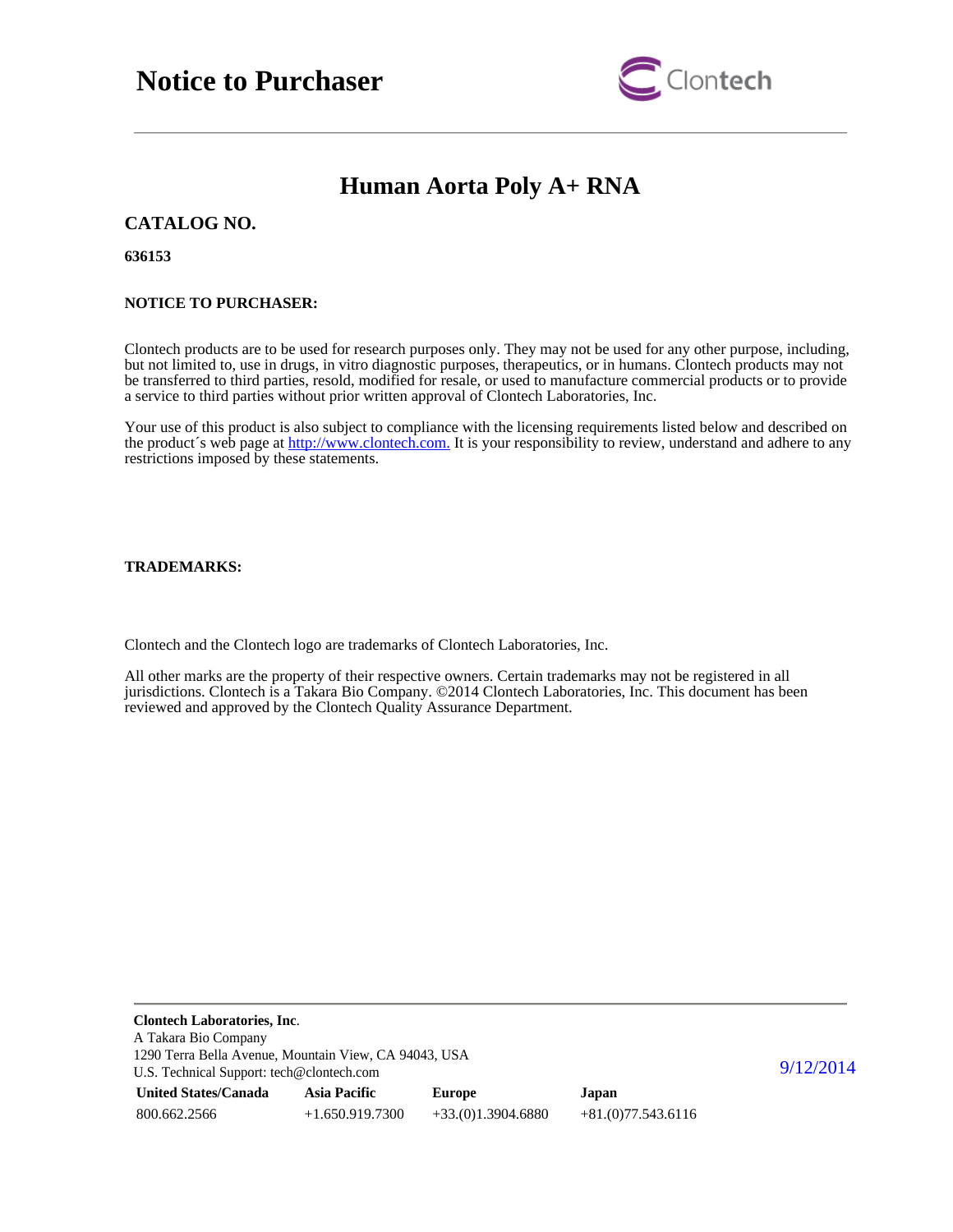# Notice to Purchaser

## Human Aorta Poly A+ RNA

### CATALOG NO.

**636153**

**NOTICE TO PURCHASER:**

Clontech products are to be used for research purposes only. They may not be used for any other purpose, including, but not limited to, use in drugs, in vitro diagnostic purposes, therapeutics, or in humans. Clontech products may not be transferred to third parties, resold, modified for resale, or used to manufacture commercial products or to provide a service to third parties without prior written approval of Clontech Laboratories, Inc.

Your use of this product is also subject to compliance with the licensing requirements listed below and described on the product´s web page at http://www.clontech.com. It is your responsibility to review, understand and adhere to any restrictions imposed by these statements.

**TRADEMARKS:**

Clontech and the Clontech logo are trademarks of Clontech Laboratories, Inc.

All other marks are the property of their respective owners. Certain trademarks may not be registered in all jurisdictions. Clontech is a Takara Bio Company. ©2014 Clontech Laboratories, Inc. This document has been reviewed and approved by the Clontech Quality Assurance Department.

**Clontech Laboratories, Inc.**
A Takara Bio Company
1290 Terra Bella Avenue, Mountain View, CA 94043, USA
U.S. Technical Support: tech@clontech.com

| United States/Canada | Asia Pacific | Europe | Japan |
|---|---|---|---|
| 800.662.2566 | +1.650.919.7300 | +33.(0)1.3904.6880 | +81.(0)77.543.6116 |

9/12/2014